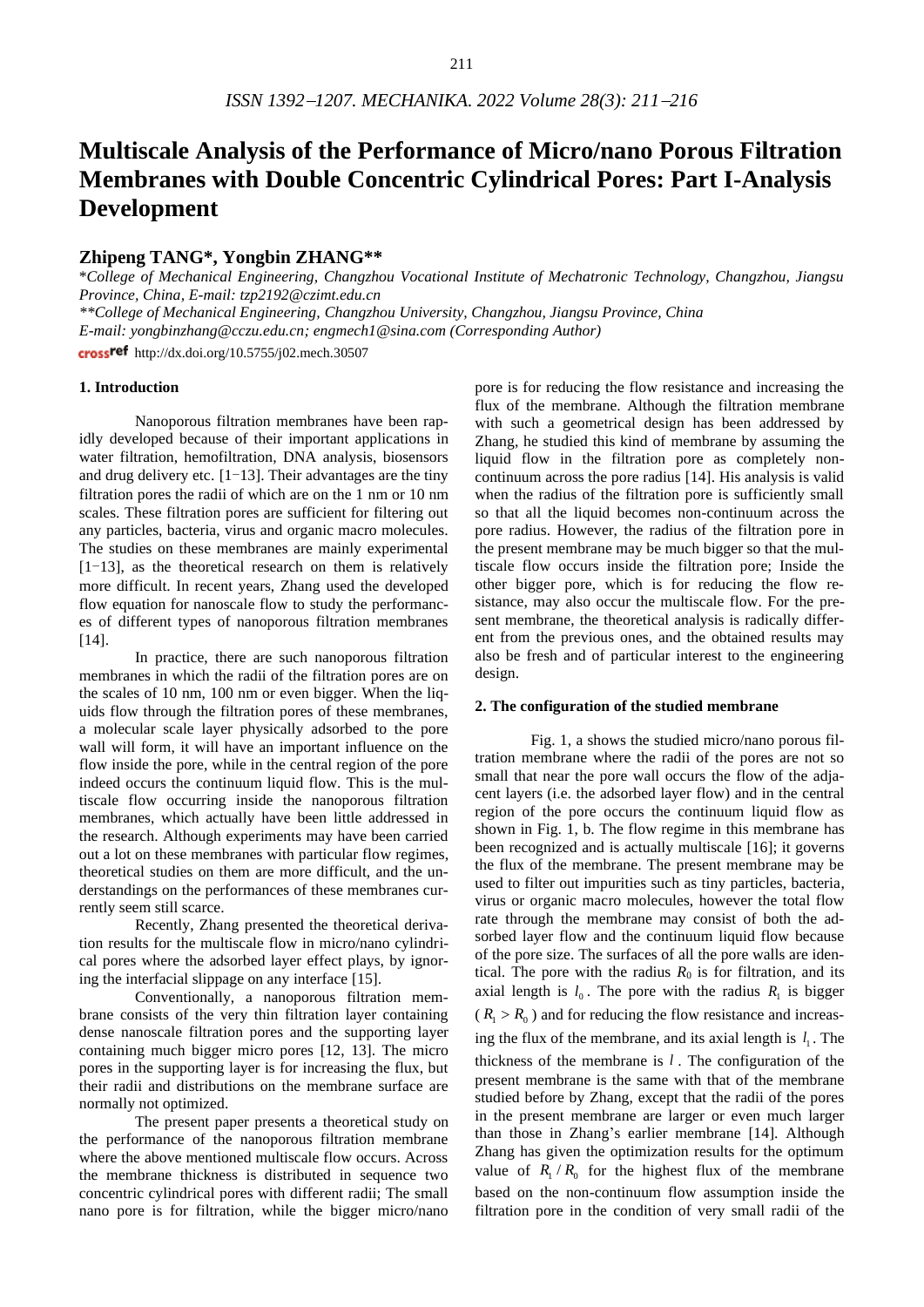# Multiscale Analysis of the Performance of Micro/nano Porous Filtration Membranes with Double Concentric Cylindrical Pores: Part I-Analysis Development

## Zhipeng TANG*, Yongbin ZHANG**

*\*College of Mechanical Engineering, Changzhou Vocational Institute of Mechatronic Technology, Changzhou, Jiangsu Province, China, E-mail: tzp2192@czimt.edu.cn*

*\*\*College of Mechanical Engineering, Changzhou University, Changzhou, Jiangsu Province, China*
*E-mail: yongbinzhang@cczu.edu.cn; engmech1@sina.com (Corresponding Author)*

http://dx.doi.org/10.5755/j02.mech.30507

### 1. Introduction

Nanoporous filtration membranes have been rapidly developed because of their important applications in water filtration, hemofiltration, DNA analysis, biosensors and drug delivery etc. [1−13]. Their advantages are the tiny filtration pores the radii of which are on the 1 nm or 10 nm scales. These filtration pores are sufficient for filtering out any particles, bacteria, virus and organic macro molecules. The studies on these membranes are mainly experimental [1−13], as the theoretical research on them is relatively more difficult. In recent years, Zhang used the developed flow equation for nanoscale flow to study the performances of different types of nanoporous filtration membranes [14].

In practice, there are such nanoporous filtration membranes in which the radii of the filtration pores are on the scales of 10 nm, 100 nm or even bigger. When the liquids flow through the filtration pores of these membranes, a molecular scale layer physically adsorbed to the pore wall will form, it will have an important influence on the flow inside the pore, while in the central region of the pore indeed occurs the continuum liquid flow. This is the multiscale flow occurring inside the nanoporous filtration membranes, which actually have been little addressed in the research. Although experiments may have been carried out a lot on these membranes with particular flow regimes, theoretical studies on them are more difficult, and the understandings on the performances of these membranes currently seem still scarce.

Recently, Zhang presented the theoretical derivation results for the multiscale flow in micro/nano cylindrical pores where the adsorbed layer effect plays, by ignoring the interfacial slippage on any interface [15].

Conventionally, a nanoporous filtration membrane consists of the very thin filtration layer containing dense nanoscale filtration pores and the supporting layer containing much bigger micro pores [12, 13]. The micro pores in the supporting layer is for increasing the flux, but their radii and distributions on the membrane surface are normally not optimized.

The present paper presents a theoretical study on the performance of the nanoporous filtration membrane where the above mentioned multiscale flow occurs. Across the membrane thickness is distributed in sequence two concentric cylindrical pores with different radii; The small nano pore is for filtration, while the bigger micro/nano pore is for reducing the flow resistance and increasing the flux of the membrane. Although the filtration membrane with such a geometrical design has been addressed by Zhang, he studied this kind of membrane by assuming the liquid flow in the filtration pore as completely non-continuum across the pore radius [14]. His analysis is valid when the radius of the filtration pore is sufficiently small so that all the liquid becomes non-continuum across the pore radius. However, the radius of the filtration pore in the present membrane may be much bigger so that the multiscale flow occurs inside the filtration pore; Inside the other bigger pore, which is for reducing the flow resistance, may also occur the multiscale flow. For the present membrane, the theoretical analysis is radically different from the previous ones, and the obtained results may also be fresh and of particular interest to the engineering design.

### 2. The configuration of the studied membrane

Fig. 1, a shows the studied micro/nano porous filtration membrane where the radii of the pores are not so small that near the pore wall occurs the flow of the adjacent layers (i.e. the adsorbed layer flow) and in the central region of the pore occurs the continuum liquid flow as shown in Fig. 1, b. The flow regime in this membrane has been recognized and is actually multiscale [16]; it governs the flux of the membrane. The present membrane may be used to filter out impurities such as tiny particles, bacteria, virus or organic macro molecules, however the total flow rate through the membrane may consist of both the adsorbed layer flow and the continuum liquid flow because of the pore size. The surfaces of all the pore walls are identical. The pore with the radius $R_0$ is for filtration, and its axial length is $l_0$. The pore with the radius $R_1$ is bigger ($R_1 > R_0$) and for reducing the flow resistance and increasing the flux of the membrane, and its axial length is $l_1$. The thickness of the membrane is $l$. The configuration of the present membrane is the same with that of the membrane studied before by Zhang, except that the radii of the pores in the present membrane are larger or even much larger than those in Zhang's earlier membrane [14]. Although Zhang has given the optimization results for the optimum value of $R_1 / R_0$ for the highest flux of the membrane based on the non-continuum flow assumption inside the filtration pore in the condition of very small radii of the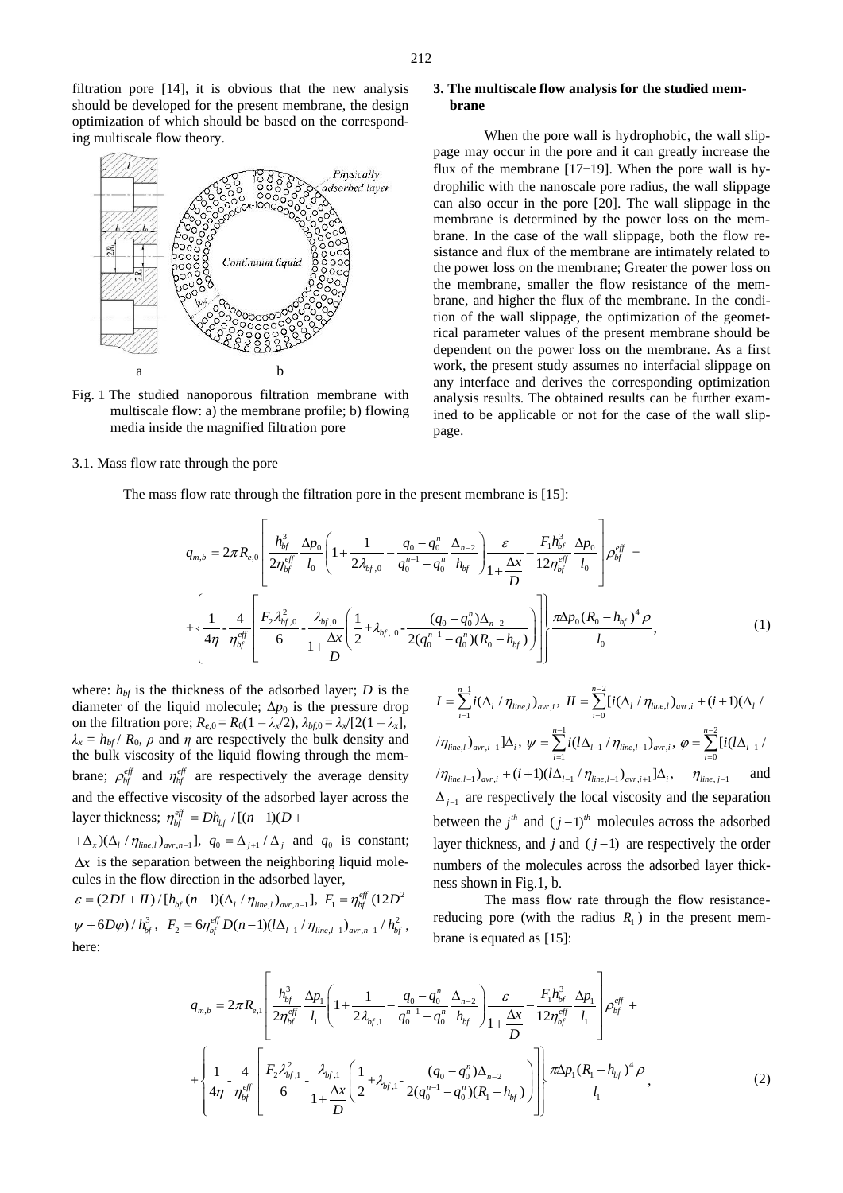filtration pore [14], it is obvious that the new analysis should be developed for the present membrane, the design optimization of which should be based on the corresponding multiscale flow theory.

Fig. 1 The studied nanoporous filtration membrane with multiscale flow: a) the membrane profile; b) flowing media inside the magnified filtration pore

## 3. The multiscale flow analysis for the studied membrane

When the pore wall is hydrophobic, the wall slippage may occur in the pore and it can greatly increase the flux of the membrane [17−19]. When the pore wall is hydrophilic with the nanoscale pore radius, the wall slippage can also occur in the pore [20]. The wall slippage in the membrane is determined by the power loss on the membrane. In the case of the wall slippage, both the flow resistance and flux of the membrane are intimately related to the power loss on the membrane; Greater the power loss on the membrane, smaller the flow resistance of the membrane, and higher the flux of the membrane. In the condition of the wall slippage, the optimization of the geometrical parameter values of the present membrane should be dependent on the power loss on the membrane. As a first work, the present study assumes no interfacial slippage on any interface and derives the corresponding optimization analysis results. The obtained results can be further examined to be applicable or not for the case of the wall slippage.

### 3.1. Mass flow rate through the pore

The mass flow rate through the filtration pore in the present membrane is [15]:

$$q_{m,b} = 2\pi R_{e,0}\left[\frac{h_{bf}^3}{2\eta_{bf}^{eff}}\frac{\Delta p_0}{l_0}\left(1+\frac{1}{2\lambda_{bf,0}}-\frac{q_0-q_0^n}{q_0^{n-1}-q_0^n}\frac{\Delta_{n-2}}{h_{bf}}\right)\frac{\varepsilon}{1+\frac{\Delta x}{D}}-\frac{F_1 h_{bf}^3}{12\eta_{bf}^{eff}}\frac{\Delta p_0}{l_0}\right]\rho_{bf}^{eff} + \\ +\left\{\frac{1}{4\eta}-\frac{4}{\eta_{bf}^{eff}}\left[\frac{F_2\lambda_{bf,0}^2}{6}-\frac{\lambda_{bf,0}}{1+\frac{\Delta x}{D}}\left(\frac{1}{2}+\lambda_{bf,0}-\frac{(q_0-q_0^n)\Delta_{n-2}}{2(q_0^{n-1}-q_0^n)(R_0-h_{bf})}\right)\right]\right\}\frac{\pi\Delta p_0 (R_0-h_{bf})^4\rho}{l_0}, \tag{1}$$

where: $h_{bf}$ is the thickness of the adsorbed layer; $D$ is the diameter of the liquid molecule; $\Delta p_0$ is the pressure drop on the filtration pore; $R_{e,0} = R_0(1 - \lambda_x/2)$, $\lambda_{bf,0} = \lambda_x/[2(1 - \lambda_x]$, $\lambda_x = h_{bf} / R_0$, $\rho$ and $\eta$ are respectively the bulk density and the bulk viscosity of the liquid flowing through the membrane; $\rho_{bf}^{eff}$ and $\eta_{bf}^{eff}$ are respectively the average density and the effective viscosity of the adsorbed layer across the layer thickness; $\eta_{bf}^{eff} = Dh_{bf}/[(n-1)(D+\Delta_x)(\Delta_l/\eta_{line,l})_{avr,n-1}]$, $q_0 = \Delta_{j+1}/\Delta_j$ and $q_0$ is constant; $\Delta x$ is the separation between the neighboring liquid molecules in the flow direction in the adsorbed layer, $\varepsilon = (2DI+II)/[h_{bf}(n-1)(\Delta_l/\eta_{line,l})_{avr,n-1}]$, $F_1 = \eta_{bf}^{eff}(12D^2\psi+6D\varphi)/h_{bf}^3$, $F_2 = 6\eta_{bf}^{eff}D(n-1)(l\Delta_{l-1}/\eta_{line,l-1})_{avr,n-1}/h_{bf}^2$, here:

$I = \sum_{i=1}^{n-1} i(\Delta_l/\eta_{line,l})_{avr,i}$, $II = \sum_{i=0}^{n-2}[i(\Delta_l/\eta_{line,l})_{avr,i} + (i+1)(\Delta_l/\eta_{line,l})_{avr,i+1}]\Delta_i$, $\psi = \sum_{i=1}^{n-1} i(l\Delta_{l-1}/\eta_{line,l-1})_{avr,i}$, $\varphi = \sum_{i=0}^{n-2}[i(l\Delta_{l-1}/\eta_{line,l-1})_{avr,i} + (i+1)(l\Delta_{l-1}/\eta_{line,l-1})_{avr,i+1}]\Delta_i$, $\eta_{line,j-1}$ and $\Delta_{j-1}$ are respectively the local viscosity and the separation between the $j^{th}$ and $(j-1)^{th}$ molecules across the adsorbed layer thickness, and $j$ and $(j-1)$ are respectively the order numbers of the molecules across the adsorbed layer thickness shown in Fig.1, b.

The mass flow rate through the flow resistance-reducing pore (with the radius $R_1$) in the present membrane is equated as [15]:

$$q_{m,b} = 2\pi R_{e,1}\left[\frac{h_{bf}^3}{2\eta_{bf}^{eff}}\frac{\Delta p_1}{l_1}\left(1+\frac{1}{2\lambda_{bf,1}}-\frac{q_0-q_0^n}{q_0^{n-1}-q_0^n}\frac{\Delta_{n-2}}{h_{bf}}\right)\frac{\varepsilon}{1+\frac{\Delta x}{D}}-\frac{F_1 h_{bf}^3}{12\eta_{bf}^{eff}}\frac{\Delta p_1}{l_1}\right]\rho_{bf}^{eff} + \\ +\left\{\frac{1}{4\eta}-\frac{4}{\eta_{bf}^{eff}}\left[\frac{F_2\lambda_{bf,1}^2}{6}-\frac{\lambda_{bf,1}}{1+\frac{\Delta x}{D}}\left(\frac{1}{2}+\lambda_{bf,1}-\frac{(q_0-q_0^n)\Delta_{n-2}}{2(q_0^{n-1}-q_0^n)(R_1-h_{bf})}\right)\right]\right\}\frac{\pi\Delta p_1 (R_1-h_{bf})^4\rho}{l_1}, \tag{2}$$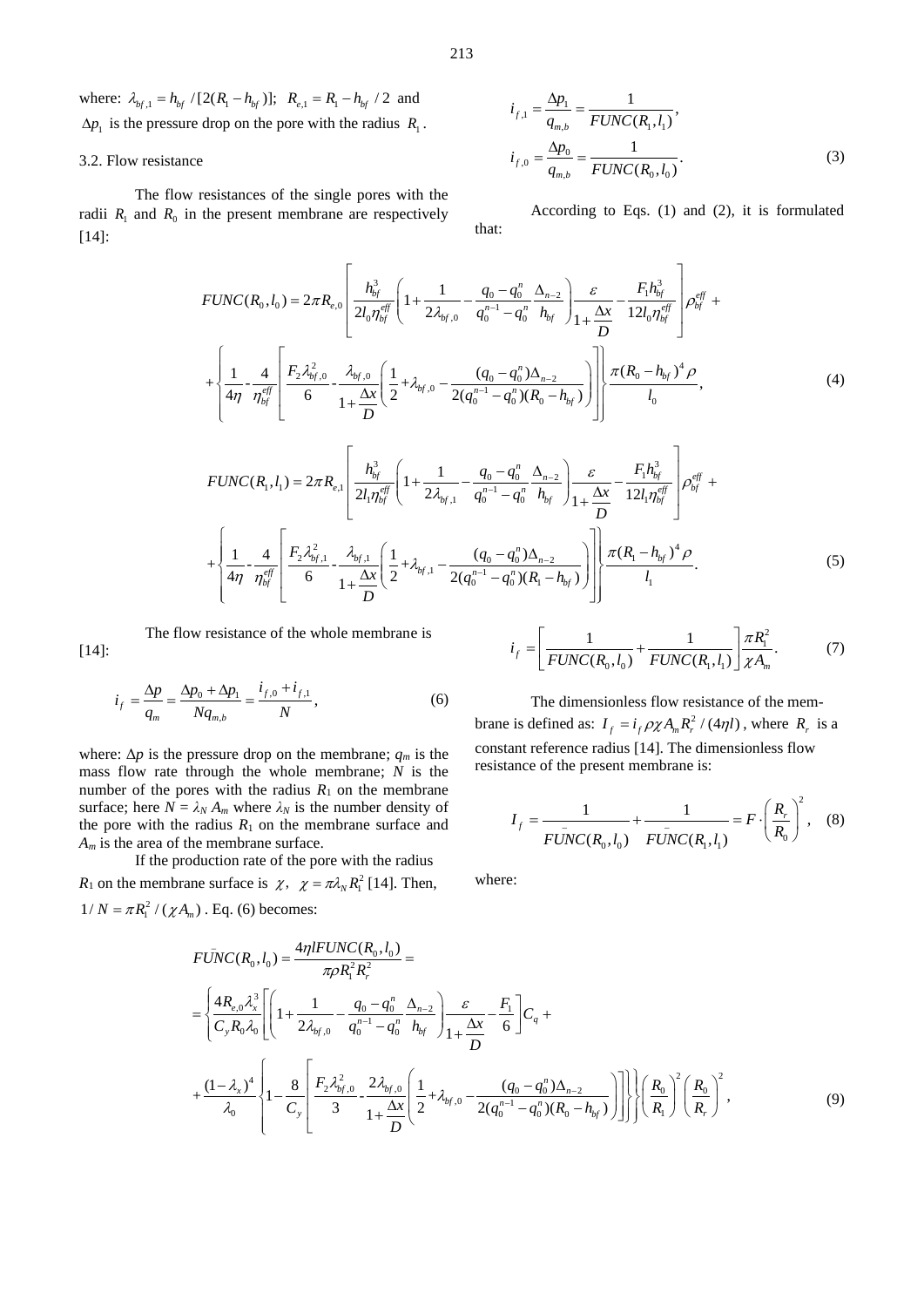where: $\lambda_{bf,1} = h_{bf} / [2(R_1 - h_{bf})]$; $R_{e,1} = R_1 - h_{bf} / 2$ and $\Delta p_1$ is the pressure drop on the pore with the radius $R_1$.

### 3.2. Flow resistance

The flow resistances of the single pores with the radii $R_1$ and $R_0$ in the present membrane are respectively [14]:

$$i_{f,1} = \frac{\Delta p_1}{q_{m,b}} = \frac{1}{FUNC(R_1, l_1)},$$

$$i_{f,0} = \frac{\Delta p_0}{q_{m,b}} = \frac{1}{FUNC(R_0, l_0)}. \tag{3}$$

According to Eqs. (1) and (2), it is formulated that:

$$FUNC(R_0, l_0) = 2\pi R_{e,0} \left[ \frac{h_{bf}^3}{2 l_0 \eta_{bf}^{eff}} \left( 1 + \frac{1}{2\lambda_{bf,0}} - \frac{q_0 - q_0^n}{q_0^{n-1} - q_0^n} \frac{\Delta_{n-2}}{h_{bf}} \right) \frac{\varepsilon}{1 + \frac{\Delta x}{D}} - \frac{F_1 h_{bf}^3}{12 l_0 \eta_{bf}^{eff}} \right] \rho_{bf}^{eff} +$$
$$+ \left\{ \frac{1}{4\eta} - \frac{4}{\eta_{bf}^{eff}} \left[ \frac{F_2 \lambda_{bf,0}^2}{6} - \frac{\lambda_{bf,0}}{1 + \frac{\Delta x}{D}} \left( \frac{1}{2} + \lambda_{bf,0} - \frac{(q_0 - q_0^n)\Delta_{n-2}}{2(q_0^{n-1} - q_0^n)(R_0 - h_{bf})} \right) \right] \right\} \frac{\pi (R_0 - h_{bf})^4 \rho}{l_0}, \tag{4}$$

$$FUNC(R_1, l_1) = 2\pi R_{e,1} \left[ \frac{h_{bf}^3}{2 l_1 \eta_{bf}^{eff}} \left( 1 + \frac{1}{2\lambda_{bf,1}} - \frac{q_0 - q_0^n}{q_0^{n-1} - q_0^n} \frac{\Delta_{n-2}}{h_{bf}} \right) \frac{\varepsilon}{1 + \frac{\Delta x}{D}} - \frac{F_1 h_{bf}^3}{12 l_1 \eta_{bf}^{eff}} \right] \rho_{bf}^{eff} +$$
$$+ \left\{ \frac{1}{4\eta} - \frac{4}{\eta_{bf}^{eff}} \left[ \frac{F_2 \lambda_{bf,1}^2}{6} - \frac{\lambda_{bf,1}}{1 + \frac{\Delta x}{D}} \left( \frac{1}{2} + \lambda_{bf,1} - \frac{(q_0 - q_0^n)\Delta_{n-2}}{2(q_0^{n-1} - q_0^n)(R_1 - h_{bf})} \right) \right] \right\} \frac{\pi (R_1 - h_{bf})^4 \rho}{l_1}. \tag{5}$$

The flow resistance of the whole membrane is [14]:

$$i_f = \frac{\Delta p}{q_m} = \frac{\Delta p_0 + \Delta p_1}{N q_{m,b}} = \frac{i_{f,0} + i_{f,1}}{N}, \tag{6}$$

where: $\Delta p$ is the pressure drop on the membrane; $q_m$ is the mass flow rate through the whole membrane; $N$ is the number of the pores with the radius $R_1$ on the membrane surface; here $N = \lambda_N A_m$ where $\lambda_N$ is the number density of the pore with the radius $R_1$ on the membrane surface and $A_m$ is the area of the membrane surface.

If the production rate of the pore with the radius $R_1$ on the membrane surface is $\chi$, $\chi = \pi \lambda_N R_1^2$ [14]. Then, $1/N = \pi R_1^2 / (\chi A_m)$. Eq. (6) becomes:

$$i_f = \left[ \frac{1}{FUNC(R_0, l_0)} + \frac{1}{FUNC(R_1, l_1)} \right] \frac{\pi R_1^2}{\chi A_m}. \tag{7}$$

The dimensionless flow resistance of the membrane is defined as: $I_f = i_f \rho \chi A_m R_r^2 / (4\eta l)$, where $R_r$ is a constant reference radius [14]. The dimensionless flow resistance of the present membrane is:

$$I_f = \frac{1}{\bar{FUNC}(R_0, l_0)} + \frac{1}{\bar{FUNC}(R_1, l_1)} = F \cdot \left( \frac{R_r}{R_0} \right)^2, \tag{8}$$

where:

$$\bar{FUNC}(R_0, l_0) = \frac{4\eta l FUNC(R_0, l_0)}{\pi \rho R_1^2 R_r^2} =$$
$$= \left\{ \frac{4 R_{e,0} \lambda_x^3}{C_y R_0 \lambda_0} \left[ \left( 1 + \frac{1}{2\lambda_{bf,0}} - \frac{q_0 - q_0^n}{q_0^{n-1} - q_0^n} \frac{\Delta_{n-2}}{h_{bf}} \right) \frac{\varepsilon}{1 + \frac{\Delta x}{D}} - \frac{F_1}{6} \right] C_q + \right.$$
$$\left. + \frac{(1 - \lambda_x)^4}{\lambda_0} \left\{ 1 - \frac{8}{C_y} \left[ \frac{F_2 \lambda_{bf,0}^2}{3} - \frac{2\lambda_{bf,0}}{1 + \frac{\Delta x}{D}} \left( \frac{1}{2} + \lambda_{bf,0} - \frac{(q_0 - q_0^n)\Delta_{n-2}}{2(q_0^{n-1} - q_0^n)(R_0 - h_{bf})} \right) \right] \right\} \right\} \left( \frac{R_0}{R_1} \right)^2 \left( \frac{R_0}{R_r} \right)^2, \tag{9}$$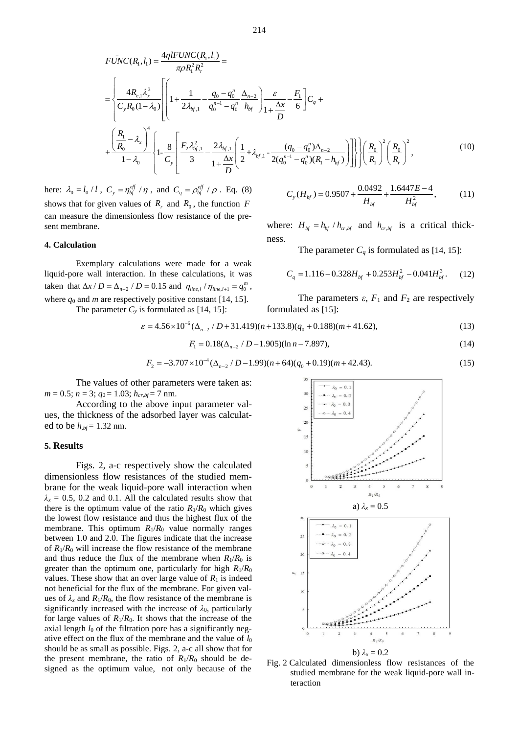$$\bar{FUNC}(R_1, l_1) = \frac{4\eta l FUNC(R_1, l_1)}{\pi \rho R_1^2 R_r^2} =$$

$$= \left\{ \frac{4R_{e,1}\lambda_x^3}{C_y R_0 (1-\lambda_0)} \left[ \left( 1 + \frac{1}{2\lambda_{bf,1}} - \frac{q_0 - q_0^n}{q_0^{n-1} - q_0^n} \frac{\Delta_{n-2}}{h_{bf}} \right) \frac{\varepsilon}{1 + \frac{\Delta x}{D}} - \frac{F_1}{6} \right] C_q + \right.$$

$$\left. + \frac{\left( \frac{R_1}{R_0} - \lambda_x \right)^4}{1 - \lambda_0} \left\{ 1 - \frac{8}{C_y} \left[ \frac{F_2 \lambda_{bf,1}^2}{3} - \frac{2\lambda_{bf,1}}{1 + \frac{\Delta x}{D}} \left( \frac{1}{2} + \lambda_{bf,1} - \frac{(q_0 - q_0^n)\Delta_{n-2}}{2(q_0^{n-1} - q_0^n)(R_1 - h_{bf})} \right) \right] \right\} \right\} \left( \frac{R_0}{R_1} \right)^2 \left( \frac{R_0}{R_r} \right)^2, \tag{10}$$

here: $\lambda_0 = l_0 / l$, $C_y = \eta_{bf}^{eff} / \eta$, and $C_q = \rho_{bf}^{eff} / \rho$. Eq. (8) shows that for given values of $R_r$ and $R_0$, the function $F$ can measure the dimensionless flow resistance of the present membrane.

#### 4. Calculation

Exemplary calculations were made for a weak liquid-pore wall interaction. In these calculations, it was taken that $\Delta x / D = \Delta_{n-2} / D = 0.15$ and $\eta_{line,i} / \eta_{line,i+1} = q_0^m$, where $q_0$ and $m$ are respectively positive constant [14, 15].

The parameter $C_y$ is formulated as [14, 15]:

$$C_y(H_{bf}) = 0.9507 + \frac{0.0492}{H_{bf}} + \frac{1.6447E-4}{H_{bf}^2}, \tag{11}$$

where: $H_{bf} = h_{bf} / h_{cr,bf}$ and $h_{cr,bf}$ is a critical thickness.

The parameter $C_q$ is formulated as [14, 15]:

$$C_q = 1.116 - 0.328 H_{bf} + 0.253 H_{bf}^2 - 0.041 H_{bf}^3. \tag{12}$$

The parameters $\varepsilon$, $F_1$ and $F_2$ are respectively formulated as [15]:

$$\varepsilon = 4.56 \times 10^{-6} (\Delta_{n-2} / D + 31.419)(n + 133.8)(q_0 + 0.188)(m + 41.62), \tag{13}$$

$$F_1 = 0.18(\Delta_{n-2} / D - 1.905)(\ln n - 7.897), \tag{14}$$

$$F_2 = -3.707 \times 10^{-4} (\Delta_{n-2} / D - 1.99)(n + 64)(q_0 + 0.19)(m + 42.43). \tag{15}$$

The values of other parameters were taken as: $m = 0.5$; $n = 3$; $q_0 = 1.03$; $h_{cr,bf} = 7$ nm.

According to the above input parameter values, the thickness of the adsorbed layer was calculated to be $h_{,bf} = 1.32$ nm.

#### 5. Results

Figs. 2, a-c respectively show the calculated dimensionless flow resistances of the studied membrane for the weak liquid-pore wall interaction when $\lambda_x = 0.5$, 0.2 and 0.1. All the calculated results show that there is the optimum value of the ratio $R_1/R_0$ which gives the lowest flow resistance and thus the highest flux of the membrane. This optimum $R_1/R_0$ value normally ranges between 1.0 and 2.0. The figures indicate that the increase of $R_1/R_0$ will increase the flow resistance of the membrane and thus reduce the flux of the membrane when $R_1/R_0$ is greater than the optimum one, particularly for high $R_1/R_0$ values. These show that an over large value of $R_1$ is indeed not beneficial for the flux of the membrane. For given values of $\lambda_x$ and $R_1/R_0$, the flow resistance of the membrane is significantly increased with the increase of $\lambda_0$, particularly for large values of $R_1/R_0$. It shows that the increase of the axial length $l_0$ of the filtration pore has a significantly negative effect on the flux of the membrane and the value of $l_0$ should be as small as possible. Figs. 2, a-c all show that for the present membrane, the ratio of $R_1/R_0$ should be designed as the optimum value, not only because of the

a) $\lambda_x = 0.5$

b) $\lambda_x = 0.2$

Fig. 2 Calculated dimensionless flow resistances of the studied membrane for the weak liquid-pore wall interaction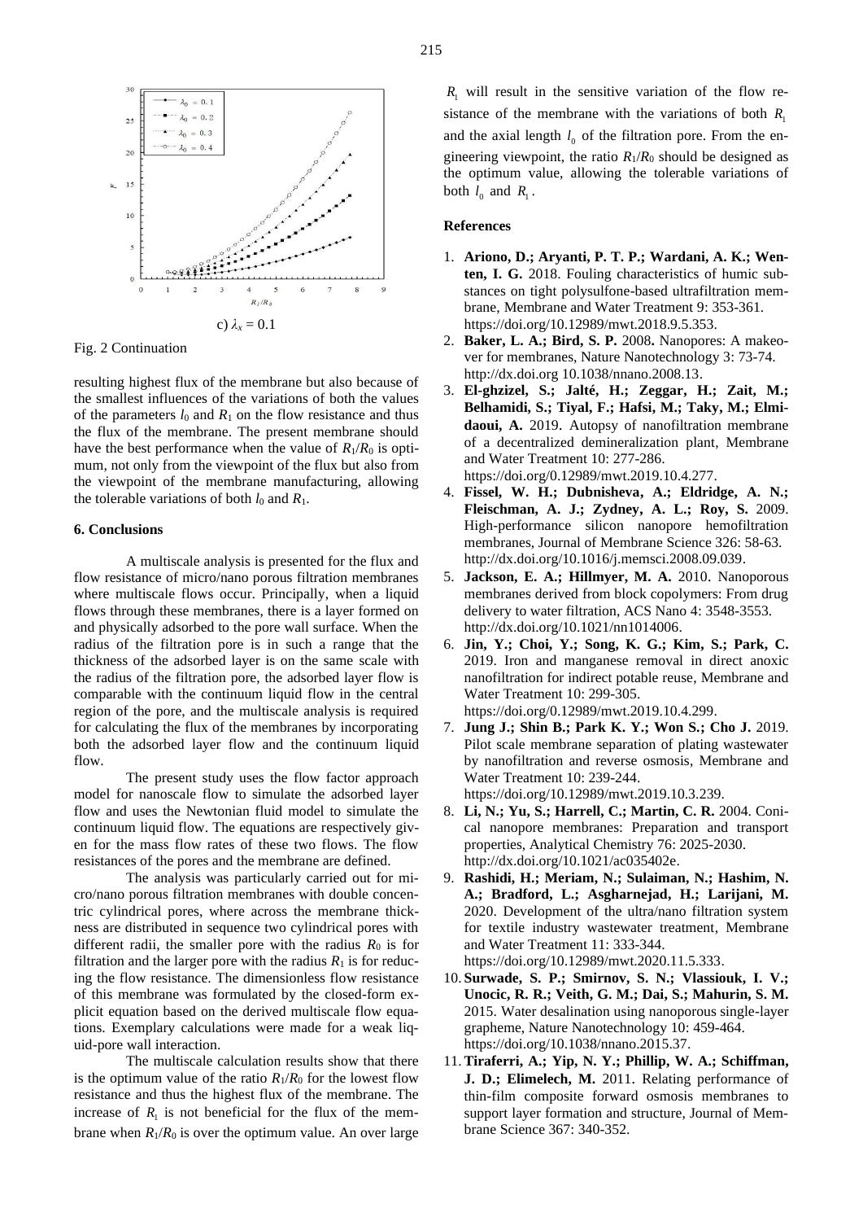c) $\lambda_x = 0.1$

Fig. 2 Continuation

resulting highest flux of the membrane but also because of the smallest influences of the variations of both the values of the parameters $l_0$ and $R_1$ on the flow resistance and thus the flux of the membrane. The present membrane should have the best performance when the value of $R_1/R_0$ is optimum, not only from the viewpoint of the flux but also from the viewpoint of the membrane manufacturing, allowing the tolerable variations of both $l_0$ and $R_1$.

## 6. Conclusions

A multiscale analysis is presented for the flux and flow resistance of micro/nano porous filtration membranes where multiscale flows occur. Principally, when a liquid flows through these membranes, there is a layer formed on and physically adsorbed to the pore wall surface. When the radius of the filtration pore is in such a range that the thickness of the adsorbed layer is on the same scale with the radius of the filtration pore, the adsorbed layer flow is comparable with the continuum liquid flow in the central region of the pore, and the multiscale analysis is required for calculating the flux of the membranes by incorporating both the adsorbed layer flow and the continuum liquid flow.

The present study uses the flow factor approach model for nanoscale flow to simulate the adsorbed layer flow and uses the Newtonian fluid model to simulate the continuum liquid flow. The equations are respectively given for the mass flow rates of these two flows. The flow resistances of the pores and the membrane are defined.

The analysis was particularly carried out for micro/nano porous filtration membranes with double concentric cylindrical pores, where across the membrane thickness are distributed in sequence two cylindrical pores with different radii, the smaller pore with the radius $R_0$ is for filtration and the larger pore with the radius $R_1$ is for reducing the flow resistance. The dimensionless flow resistance of this membrane was formulated by the closed-form explicit equation based on the derived multiscale flow equations. Exemplary calculations were made for a weak liquid-pore wall interaction.

The multiscale calculation results show that there is the optimum value of the ratio $R_1/R_0$ for the lowest flow resistance and thus the highest flux of the membrane. The increase of $R_1$ is not beneficial for the flux of the membrane when $R_1/R_0$ is over the optimum value. An over large $R_1$ will result in the sensitive variation of the flow resistance of the membrane with the variations of both $R_1$ and the axial length $l_0$ of the filtration pore. From the engineering viewpoint, the ratio $R_1/R_0$ should be designed as the optimum value, allowing the tolerable variations of both $l_0$ and $R_1$.

## References

1. **Ariono, D.; Aryanti, P. T. P.; Wardani, A. K.; Wenten, I. G.** 2018. Fouling characteristics of humic substances on tight polysulfone-based ultrafiltration membrane, Membrane and Water Treatment 9: 353-361. https://doi.org/10.12989/mwt.2018.9.5.353.
2. **Baker, L. A.; Bird, S. P.** 2008**.** Nanopores: A makeover for membranes, Nature Nanotechnology 3: 73-74. http://dx.doi.org 10.1038/nnano.2008.13.
3. **El-ghzizel, S.; Jalté, H.; Zeggar, H.; Zait, M.; Belhamidi, S.; Tiyal, F.; Hafsi, M.; Taky, M.; Elmidaoui, A.** 2019. Autopsy of nanofiltration membrane of a decentralized demineralization plant, Membrane and Water Treatment 10: 277-286. https://doi.org/0.12989/mwt.2019.10.4.277.
4. **Fissel, W. H.; Dubnisheva, A.; Eldridge, A. N.; Fleischman, A. J.; Zydney, A. L.; Roy, S.** 2009. High-performance silicon nanopore hemofiltration membranes, Journal of Membrane Science 326: 58-63. http://dx.doi.org/10.1016/j.memsci.2008.09.039.
5. **Jackson, E. A.; Hillmyer, M. A.** 2010. Nanoporous membranes derived from block copolymers: From drug delivery to water filtration, ACS Nano 4: 3548-3553. http://dx.doi.org/10.1021/nn1014006.
6. **Jin, Y.; Choi, Y.; Song, K. G.; Kim, S.; Park, C.** 2019. Iron and manganese removal in direct anoxic nanofiltration for indirect potable reuse, Membrane and Water Treatment 10: 299-305. https://doi.org/0.12989/mwt.2019.10.4.299.
7. **Jung J.; Shin B.; Park K. Y.; Won S.; Cho J.** 2019. Pilot scale membrane separation of plating wastewater by nanofiltration and reverse osmosis, Membrane and Water Treatment 10: 239-244. https://doi.org/10.12989/mwt.2019.10.3.239.
8. **Li, N.; Yu, S.; Harrell, C.; Martin, C. R.** 2004. Conical nanopore membranes: Preparation and transport properties, Analytical Chemistry 76: 2025-2030. http://dx.doi.org/10.1021/ac035402e.
9. **Rashidi, H.; Meriam, N.; Sulaiman, N.; Hashim, N. A.; Bradford, L.; Asgharnejad, H.; Larijani, M.** 2020. Development of the ultra/nano filtration system for textile industry wastewater treatment, Membrane and Water Treatment 11: 333-344. https://doi.org/10.12989/mwt.2020.11.5.333.
10. **Surwade, S. P.; Smirnov, S. N.; Vlassiouk, I. V.; Unocic, R. R.; Veith, G. M.; Dai, S.; Mahurin, S. M.** 2015. Water desalination using nanoporous single-layer grapheme, Nature Nanotechnology 10: 459-464. https://doi.org/10.1038/nnano.2015.37.
11. **Tiraferri, A.; Yip, N. Y.; Phillip, W. A.; Schiffman, J. D.; Elimelech, M.** 2011. Relating performance of thin-film composite forward osmosis membranes to support layer formation and structure, Journal of Membrane Science 367: 340-352.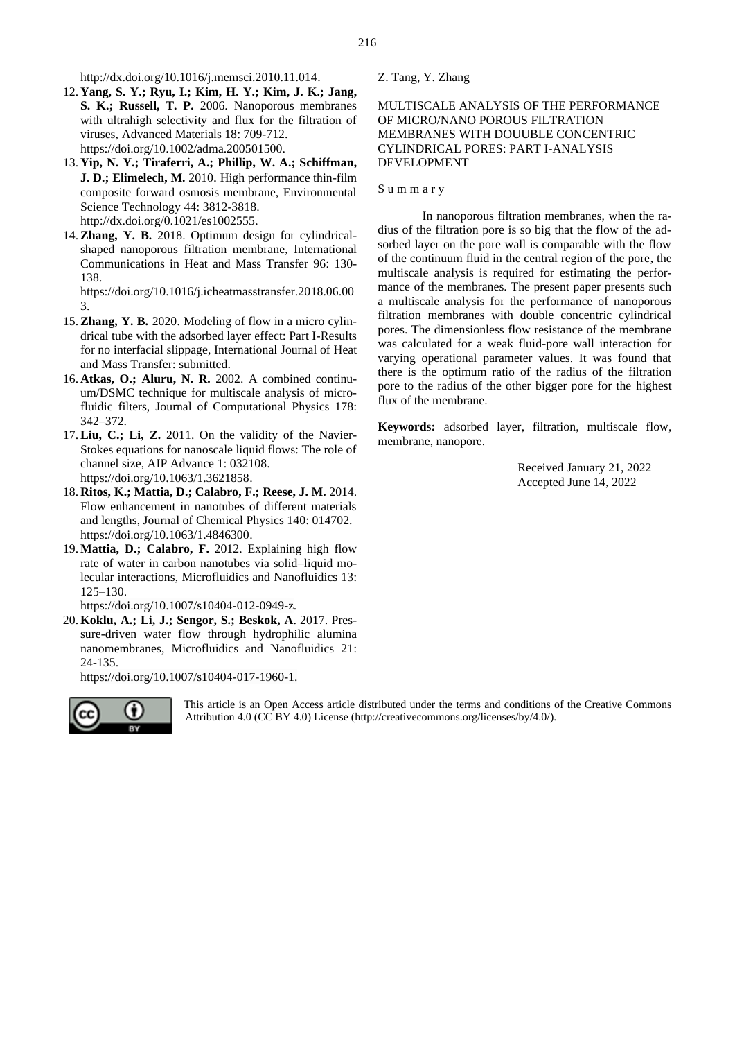http://dx.doi.org/10.1016/j.memsci.2010.11.014.

12. **Yang, S. Y.; Ryu, I.; Kim, H. Y.; Kim, J. K.; Jang, S. K.; Russell, T. P.** 2006. Nanoporous membranes with ultrahigh selectivity and flux for the filtration of viruses, Advanced Materials 18: 709-712. https://doi.org/10.1002/adma.200501500.
13. **Yip, N. Y.; Tiraferri, A.; Phillip, W. A.; Schiffman, J. D.; Elimelech, M.** 2010. High performance thin-film composite forward osmosis membrane, Environmental Science Technology 44: 3812-3818. http://dx.doi.org/0.1021/es1002555.
14. **Zhang, Y. B.** 2018. Optimum design for cylindrical-shaped nanoporous filtration membrane, International Communications in Heat and Mass Transfer 96: 130-138. https://doi.org/10.1016/j.icheatmasstransfer.2018.06.003.
15. **Zhang, Y. B.** 2020. Modeling of flow in a micro cylindrical tube with the adsorbed layer effect: Part I-Results for no interfacial slippage, International Journal of Heat and Mass Transfer: submitted.
16. **Atkas, O.; Aluru, N. R.** 2002. A combined continuum/DSMC technique for multiscale analysis of microfluidic filters, Journal of Computational Physics 178: 342–372.
17. **Liu, C.; Li, Z.** 2011. On the validity of the Navier-Stokes equations for nanoscale liquid flows: The role of channel size, AIP Advance 1: 032108. https://doi.org/10.1063/1.3621858.
18. **Ritos, K.; Mattia, D.; Calabro, F.; Reese, J. M.** 2014. Flow enhancement in nanotubes of different materials and lengths, Journal of Chemical Physics 140: 014702. https://doi.org/10.1063/1.4846300.
19. **Mattia, D.; Calabro, F.** 2012. Explaining high flow rate of water in carbon nanotubes via solid–liquid molecular interactions, Microfluidics and Nanofluidics 13: 125–130. https://doi.org/10.1007/s10404-012-0949-z.
20. **Koklu, A.; Li, J.; Sengor, S.; Beskok, A**. 2017. Pressure-driven water flow through hydrophilic alumina nanomembranes, Microfluidics and Nanofluidics 21: 24-135. https://doi.org/10.1007/s10404-017-1960-1.

Z. Tang, Y. Zhang

MULTISCALE ANALYSIS OF THE PERFORMANCE OF MICRO/NANO POROUS FILTRATION MEMBRANES WITH DOUUBLE CONCENTRIC CYLINDRICAL PORES: PART I-ANALYSIS DEVELOPMENT

S u m m a r y

In nanoporous filtration membranes, when the radius of the filtration pore is so big that the flow of the adsorbed layer on the pore wall is comparable with the flow of the continuum fluid in the central region of the pore, the multiscale analysis is required for estimating the performance of the membranes. The present paper presents such a multiscale analysis for the performance of nanoporous filtration membranes with double concentric cylindrical pores. The dimensionless flow resistance of the membrane was calculated for a weak fluid-pore wall interaction for varying operational parameter values. It was found that there is the optimum ratio of the radius of the filtration pore to the radius of the other bigger pore for the highest flux of the membrane.

**Keywords:** adsorbed layer, filtration, multiscale flow, membrane, nanopore.

Received January 21, 2022
Accepted June 14, 2022

This article is an Open Access article distributed under the terms and conditions of the Creative Commons Attribution 4.0 (CC BY 4.0) License (http://creativecommons.org/licenses/by/4.0/).